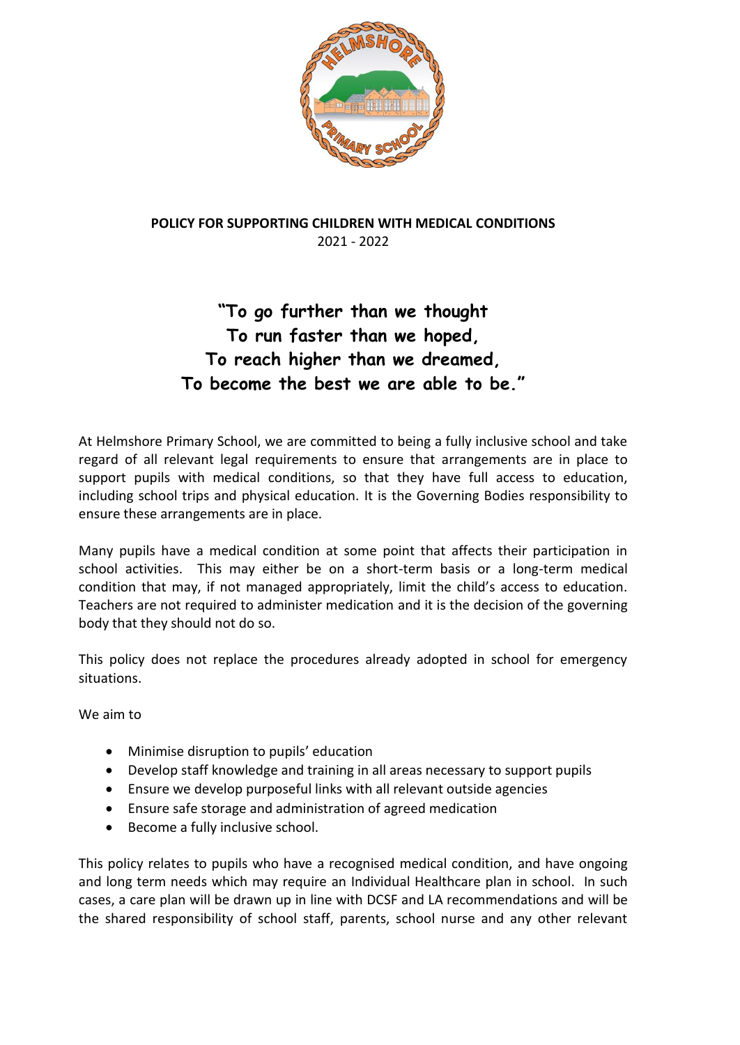# POLICY FOR SUPPORTING CHILDREN WITH MEDICAL CONDITIONS

2021 - 2022

**"To go further than we thought**
**To run faster than we hoped,**
**To reach higher than we dreamed,**
**To become the best we are able to be."**

At Helmshore Primary School, we are committed to being a fully inclusive school and take regard of all relevant legal requirements to ensure that arrangements are in place to support pupils with medical conditions, so that they have full access to education, including school trips and physical education. It is the Governing Bodies responsibility to ensure these arrangements are in place.

Many pupils have a medical condition at some point that affects their participation in school activities. This may either be on a short-term basis or a long-term medical condition that may, if not managed appropriately, limit the child's access to education. Teachers are not required to administer medication and it is the decision of the governing body that they should not do so.

This policy does not replace the procedures already adopted in school for emergency situations.

We aim to

- Minimise disruption to pupils' education
- Develop staff knowledge and training in all areas necessary to support pupils
- Ensure we develop purposeful links with all relevant outside agencies
- Ensure safe storage and administration of agreed medication
- Become a fully inclusive school.

This policy relates to pupils who have a recognised medical condition, and have ongoing and long term needs which may require an Individual Healthcare plan in school. In such cases, a care plan will be drawn up in line with DCSF and LA recommendations and will be the shared responsibility of school staff, parents, school nurse and any other relevant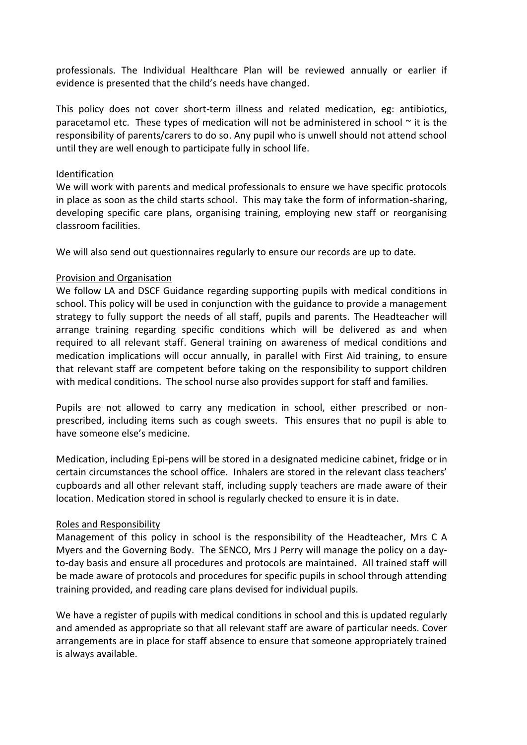professionals. The Individual Healthcare Plan will be reviewed annually or earlier if evidence is presented that the child's needs have changed.

This policy does not cover short-term illness and related medication, eg: antibiotics, paracetamol etc. These types of medication will not be administered in school ~ it is the responsibility of parents/carers to do so. Any pupil who is unwell should not attend school until they are well enough to participate fully in school life.

<u>Identification</u>

We will work with parents and medical professionals to ensure we have specific protocols in place as soon as the child starts school. This may take the form of information-sharing, developing specific care plans, organising training, employing new staff or reorganising classroom facilities.

We will also send out questionnaires regularly to ensure our records are up to date.

<u>Provision and Organisation</u>

We follow LA and DSCF Guidance regarding supporting pupils with medical conditions in school. This policy will be used in conjunction with the guidance to provide a management strategy to fully support the needs of all staff, pupils and parents. The Headteacher will arrange training regarding specific conditions which will be delivered as and when required to all relevant staff. General training on awareness of medical conditions and medication implications will occur annually, in parallel with First Aid training, to ensure that relevant staff are competent before taking on the responsibility to support children with medical conditions. The school nurse also provides support for staff and families.

Pupils are not allowed to carry any medication in school, either prescribed or non-prescribed, including items such as cough sweets. This ensures that no pupil is able to have someone else's medicine.

Medication, including Epi-pens will be stored in a designated medicine cabinet, fridge or in certain circumstances the school office. Inhalers are stored in the relevant class teachers' cupboards and all other relevant staff, including supply teachers are made aware of their location. Medication stored in school is regularly checked to ensure it is in date.

<u>Roles and Responsibility</u>

Management of this policy in school is the responsibility of the Headteacher, Mrs C A Myers and the Governing Body. The SENCO, Mrs J Perry will manage the policy on a day-to-day basis and ensure all procedures and protocols are maintained. All trained staff will be made aware of protocols and procedures for specific pupils in school through attending training provided, and reading care plans devised for individual pupils.

We have a register of pupils with medical conditions in school and this is updated regularly and amended as appropriate so that all relevant staff are aware of particular needs. Cover arrangements are in place for staff absence to ensure that someone appropriately trained is always available.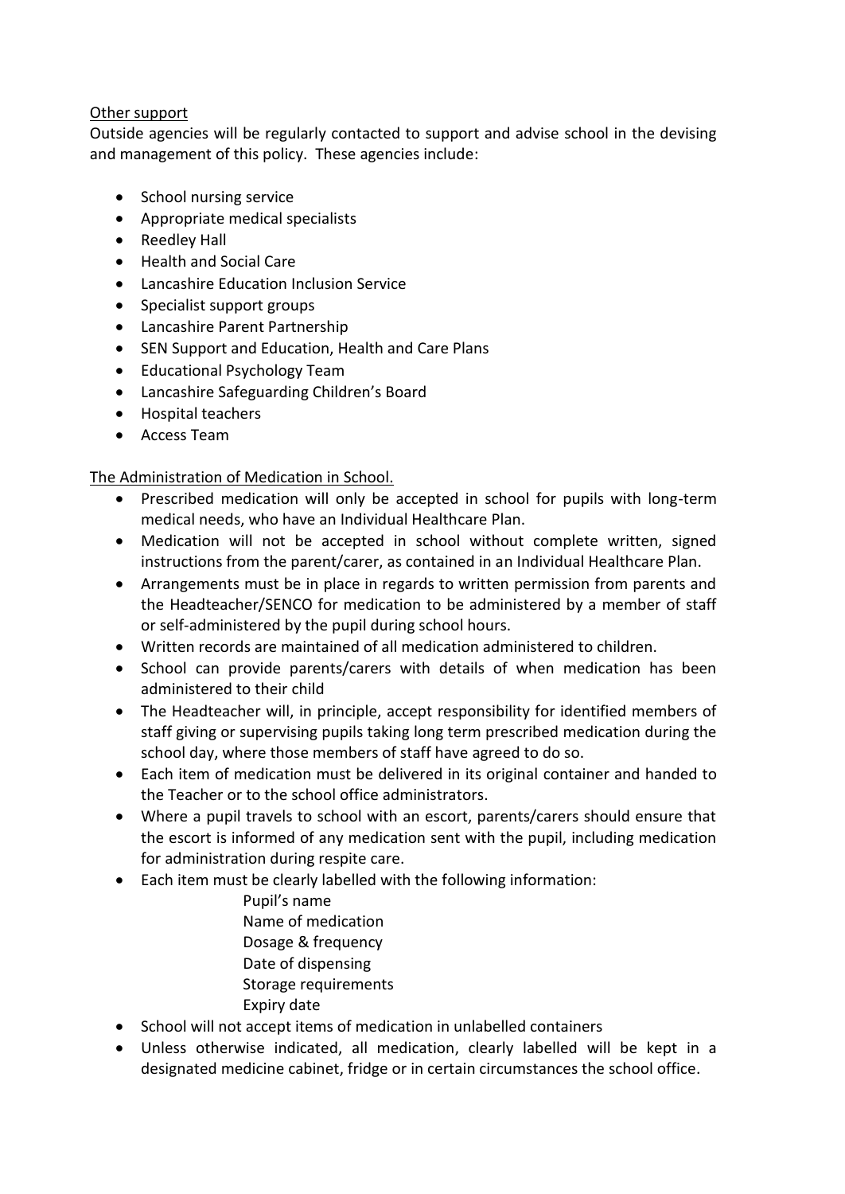Other support

Outside agencies will be regularly contacted to support and advise school in the devising and management of this policy. These agencies include:

- School nursing service
- Appropriate medical specialists
- Reedley Hall
- Health and Social Care
- Lancashire Education Inclusion Service
- Specialist support groups
- Lancashire Parent Partnership
- SEN Support and Education, Health and Care Plans
- Educational Psychology Team
- Lancashire Safeguarding Children's Board
- Hospital teachers
- Access Team

The Administration of Medication in School.

- Prescribed medication will only be accepted in school for pupils with long-term medical needs, who have an Individual Healthcare Plan.
- Medication will not be accepted in school without complete written, signed instructions from the parent/carer, as contained in an Individual Healthcare Plan.
- Arrangements must be in place in regards to written permission from parents and the Headteacher/SENCO for medication to be administered by a member of staff or self-administered by the pupil during school hours.
- Written records are maintained of all medication administered to children.
- School can provide parents/carers with details of when medication has been administered to their child
- The Headteacher will, in principle, accept responsibility for identified members of staff giving or supervising pupils taking long term prescribed medication during the school day, where those members of staff have agreed to do so.
- Each item of medication must be delivered in its original container and handed to the Teacher or to the school office administrators.
- Where a pupil travels to school with an escort, parents/carers should ensure that the escort is informed of any medication sent with the pupil, including medication for administration during respite care.
- Each item must be clearly labelled with the following information:

  Pupil's name
  Name of medication
  Dosage & frequency
  Date of dispensing
  Storage requirements
  Expiry date
- School will not accept items of medication in unlabelled containers
- Unless otherwise indicated, all medication, clearly labelled will be kept in a designated medicine cabinet, fridge or in certain circumstances the school office.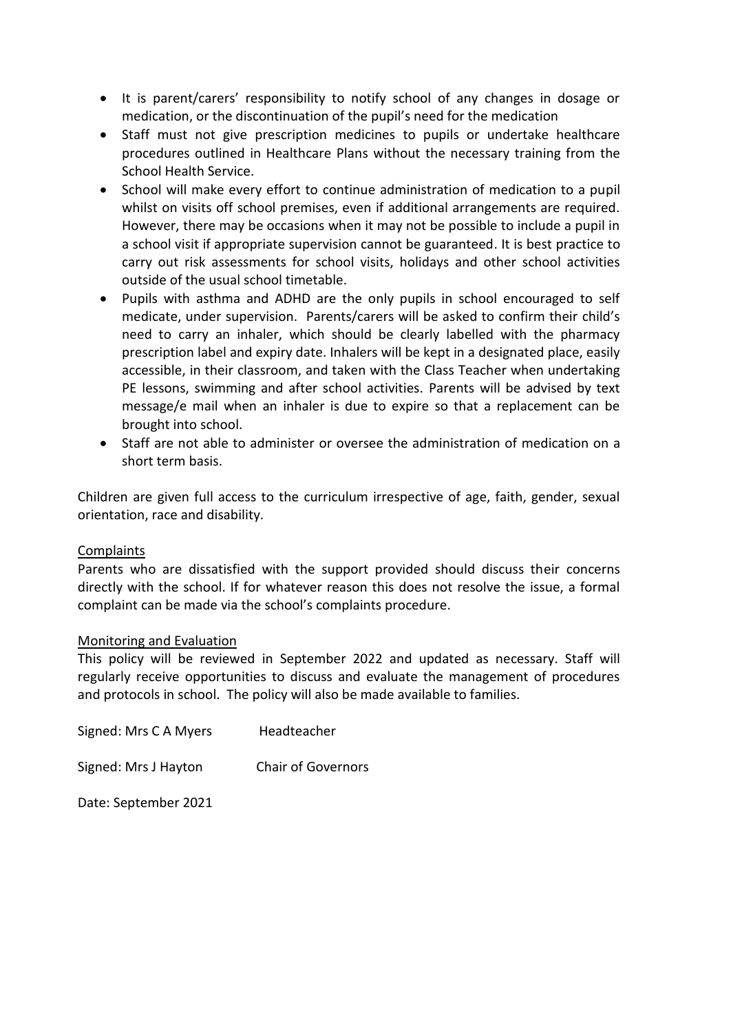- It is parent/carers' responsibility to notify school of any changes in dosage or medication, or the discontinuation of the pupil's need for the medication
- Staff must not give prescription medicines to pupils or undertake healthcare procedures outlined in Healthcare Plans without the necessary training from the School Health Service.
- School will make every effort to continue administration of medication to a pupil whilst on visits off school premises, even if additional arrangements are required. However, there may be occasions when it may not be possible to include a pupil in a school visit if appropriate supervision cannot be guaranteed. It is best practice to carry out risk assessments for school visits, holidays and other school activities outside of the usual school timetable.
- Pupils with asthma and ADHD are the only pupils in school encouraged to self medicate, under supervision. Parents/carers will be asked to confirm their child's need to carry an inhaler, which should be clearly labelled with the pharmacy prescription label and expiry date. Inhalers will be kept in a designated place, easily accessible, in their classroom, and taken with the Class Teacher when undertaking PE lessons, swimming and after school activities. Parents will be advised by text message/e mail when an inhaler is due to expire so that a replacement can be brought into school.
- Staff are not able to administer or oversee the administration of medication on a short term basis.

Children are given full access to the curriculum irrespective of age, faith, gender, sexual orientation, race and disability.

## Complaints

Parents who are dissatisfied with the support provided should discuss their concerns directly with the school. If for whatever reason this does not resolve the issue, a formal complaint can be made via the school's complaints procedure.

## Monitoring and Evaluation

This policy will be reviewed in September 2022 and updated as necessary. Staff will regularly receive opportunities to discuss and evaluate the management of procedures and protocols in school. The policy will also be made available to families.

Signed: Mrs C A Myers Headteacher

Signed: Mrs J Hayton Chair of Governors

Date: September 2021